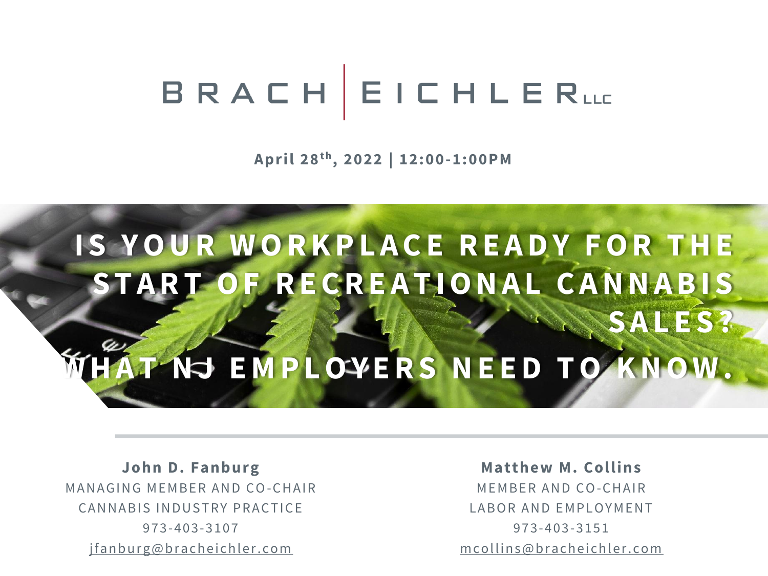BRACH | EICHLER LLC

**April 28th, 2022 | 12:00-1:00PM**

# IS YOUR WORKPLACE READY FOR THE START OF RECREATIONAL CANNABIS SALES?

# WHAT NJ EMPLOYERS NEED TO KNOW.

**John D. Fanburg**
MANAGING MEMBER AND CO-CHAIR
CANNABIS INDUSTRY PRACTICE
973-403-3107
jfanburg@bracheichler.com

**Matthew M. Collins**
MEMBER AND CO-CHAIR
LABOR AND EMPLOYMENT
973-403-3151
mcollins@bracheichler.com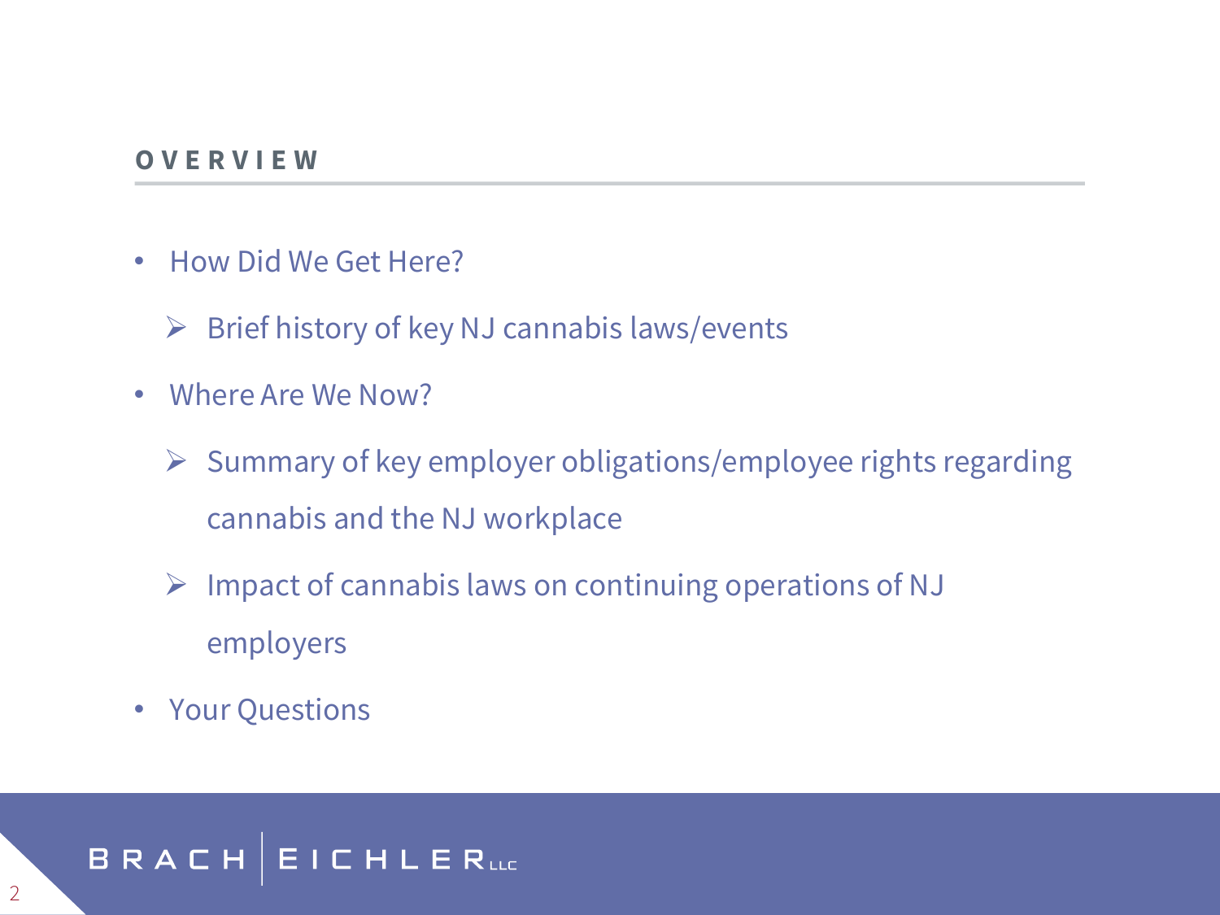## OVERVIEW

- How Did We Get Here?
  - Brief history of key NJ cannabis laws/events
- Where Are We Now?
  - Summary of key employer obligations/employee rights regarding cannabis and the NJ workplace
  - Impact of cannabis laws on continuing operations of NJ employers
- Your Questions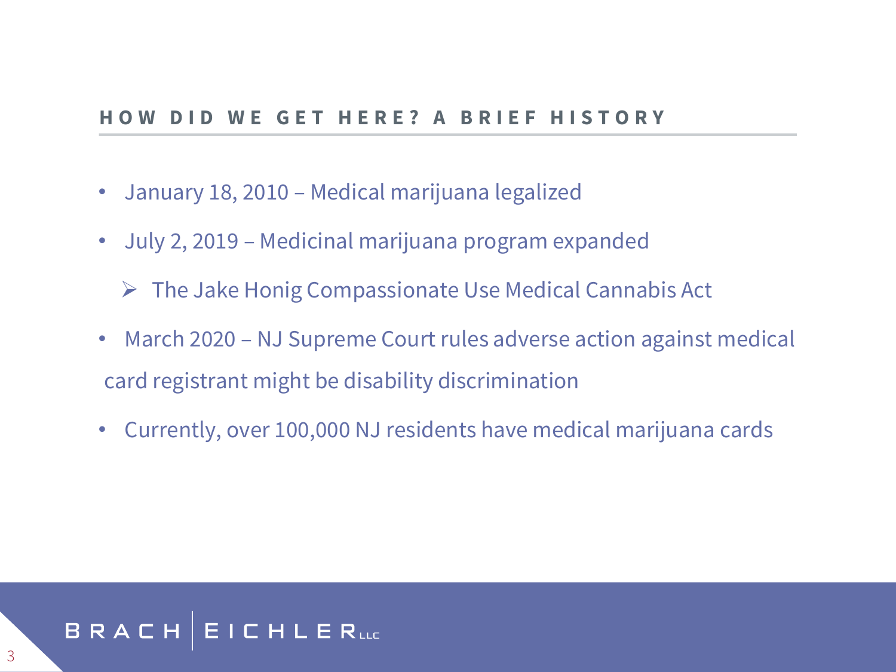## HOW DID WE GET HERE? A BRIEF HISTORY

- January 18, 2010 – Medical marijuana legalized
- July 2, 2019 – Medicinal marijuana program expanded
  - The Jake Honig Compassionate Use Medical Cannabis Act
- March 2020 – NJ Supreme Court rules adverse action against medical card registrant might be disability discrimination
- Currently, over 100,000 NJ residents have medical marijuana cards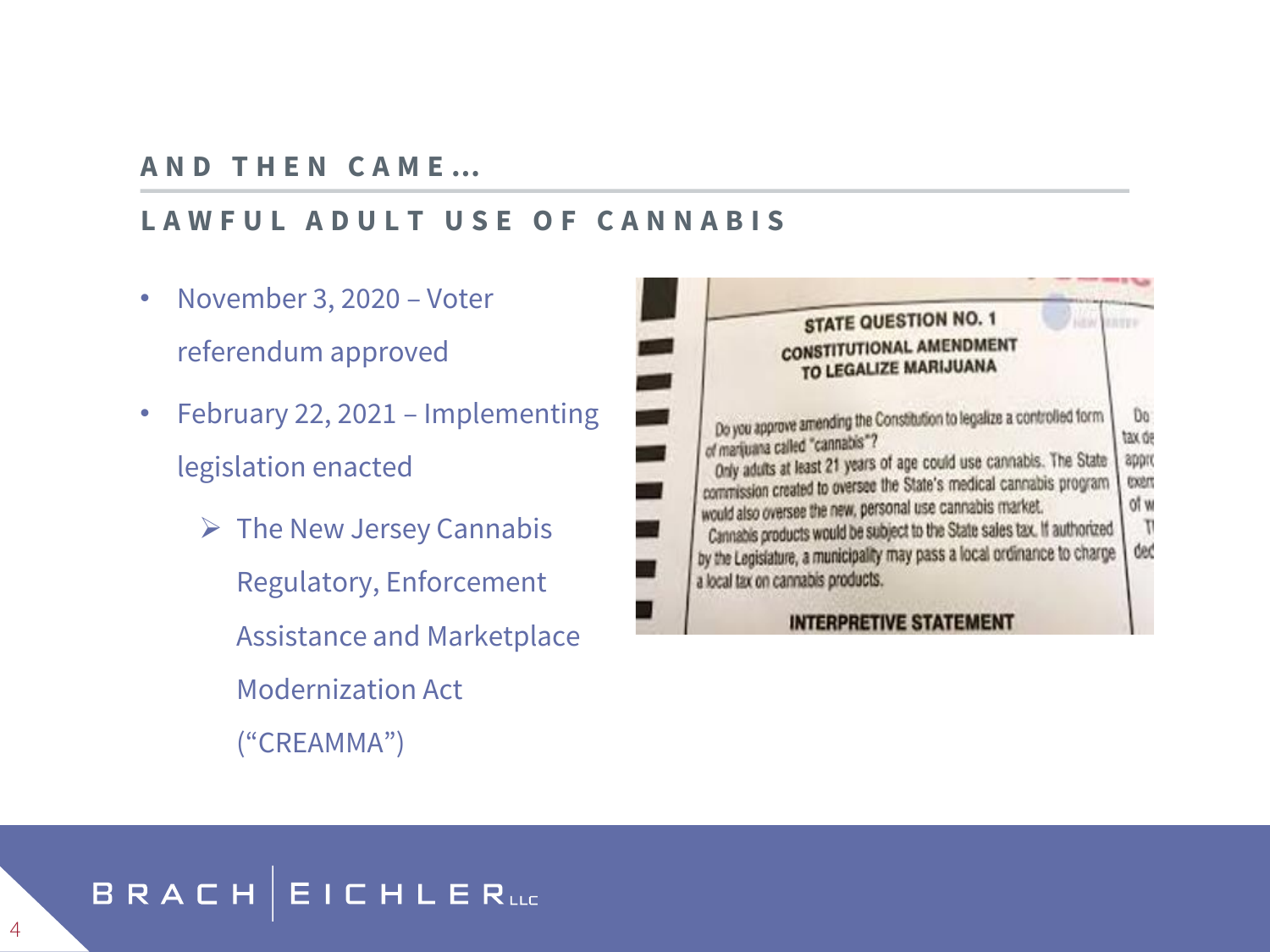## AND THEN CAME…

## LAWFUL ADULT USE OF CANNABIS

- November 3, 2020 – Voter referendum approved
- February 22, 2021 – Implementing legislation enacted
  - ➢ The New Jersey Cannabis Regulatory, Enforcement Assistance and Marketplace Modernization Act (“CREAMMA”)

STATE QUESTION NO. 1
CONSTITUTIONAL AMENDMENT
TO LEGALIZE MARIJUANA

Do you approve amending the Constitution to legalize a controlled form of marijuana called "cannabis"?

Only adults at least 21 years of age could use cannabis. The State commission created to oversee the State's medical cannabis program would also oversee the new, personal use cannabis market.

Cannabis products would be subject to the State sales tax. If authorized by the Legislature, a municipality may pass a local ordinance to charge a local tax on cannabis products.

INTERPRETIVE STATEMENT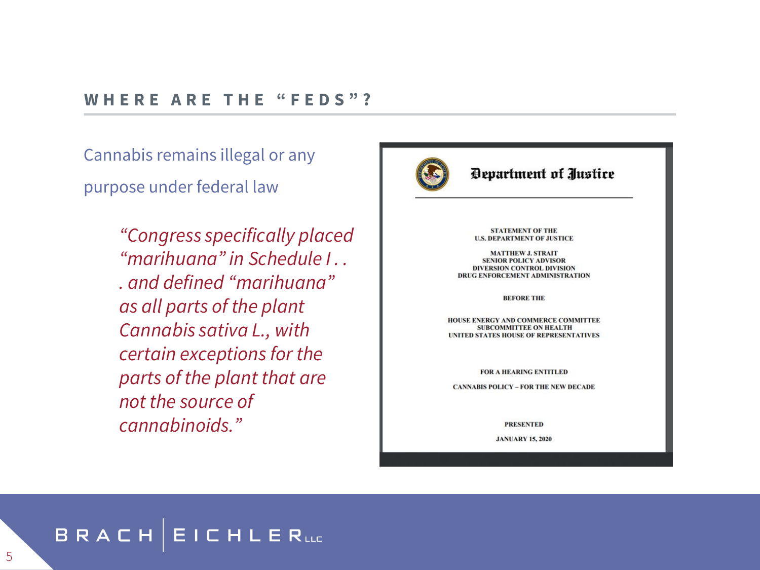## WHERE ARE THE "FEDS"?

Cannabis remains illegal or any purpose under federal law

> *"Congress specifically placed "marihuana" in Schedule I . . . and defined "marihuana" as all parts of the plant Cannabis sativa L., with certain exceptions for the parts of the plant that are not the source of cannabinoids."*

**Department of Justice**

STATEMENT OF THE
U.S. DEPARTMENT OF JUSTICE

MATTHEW J. STRAIT
SENIOR POLICY ADVISOR
DIVERSION CONTROL DIVISION
DRUG ENFORCEMENT ADMINISTRATION

BEFORE THE

HOUSE ENERGY AND COMMERCE COMMITTEE
SUBCOMMITTEE ON HEALTH
UNITED STATES HOUSE OF REPRESENTATIVES

FOR A HEARING ENTITLED

CANNABIS POLICY – FOR THE NEW DECADE

PRESENTED

JANUARY 15, 2020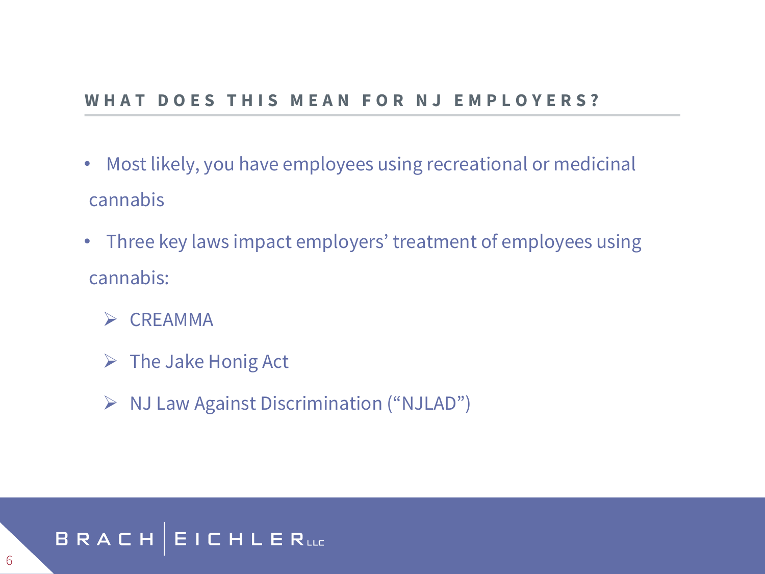## WHAT DOES THIS MEAN FOR NJ EMPLOYERS?

- Most likely, you have employees using recreational or medicinal cannabis
- Three key laws impact employers' treatment of employees using cannabis:
  - CREAMMA
  - The Jake Honig Act
  - NJ Law Against Discrimination ("NJLAD")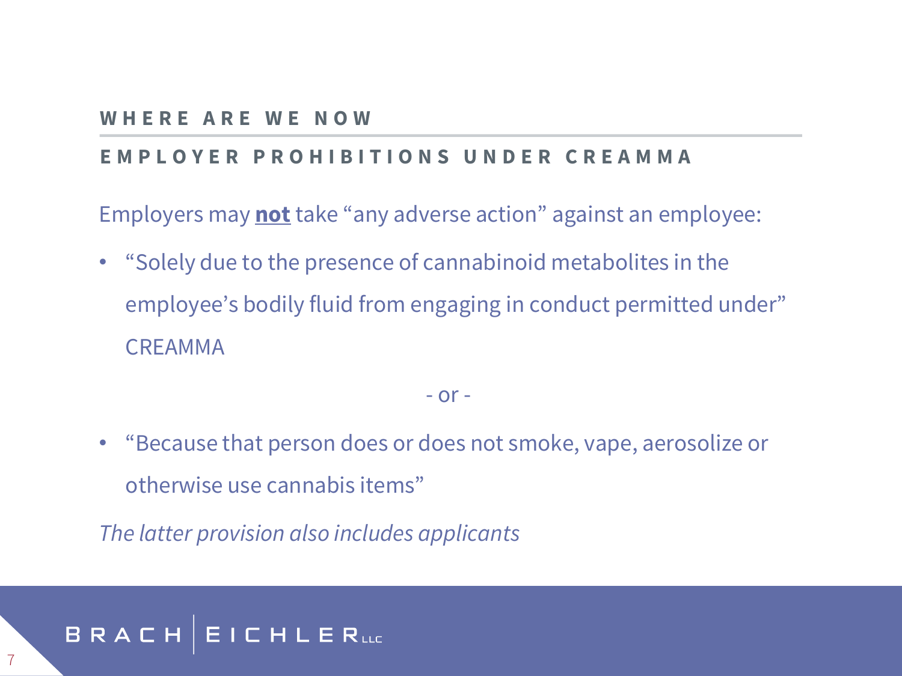## WHERE ARE WE NOW

### EMPLOYER PROHIBITIONS UNDER CREAMMA

Employers may **<u>not</u>** take "any adverse action" against an employee:

- "Solely due to the presence of cannabinoid metabolites in the employee's bodily fluid from engaging in conduct permitted under" CREAMMA

- or -

- "Because that person does or does not smoke, vape, aerosolize or otherwise use cannabis items"

*The latter provision also includes applicants*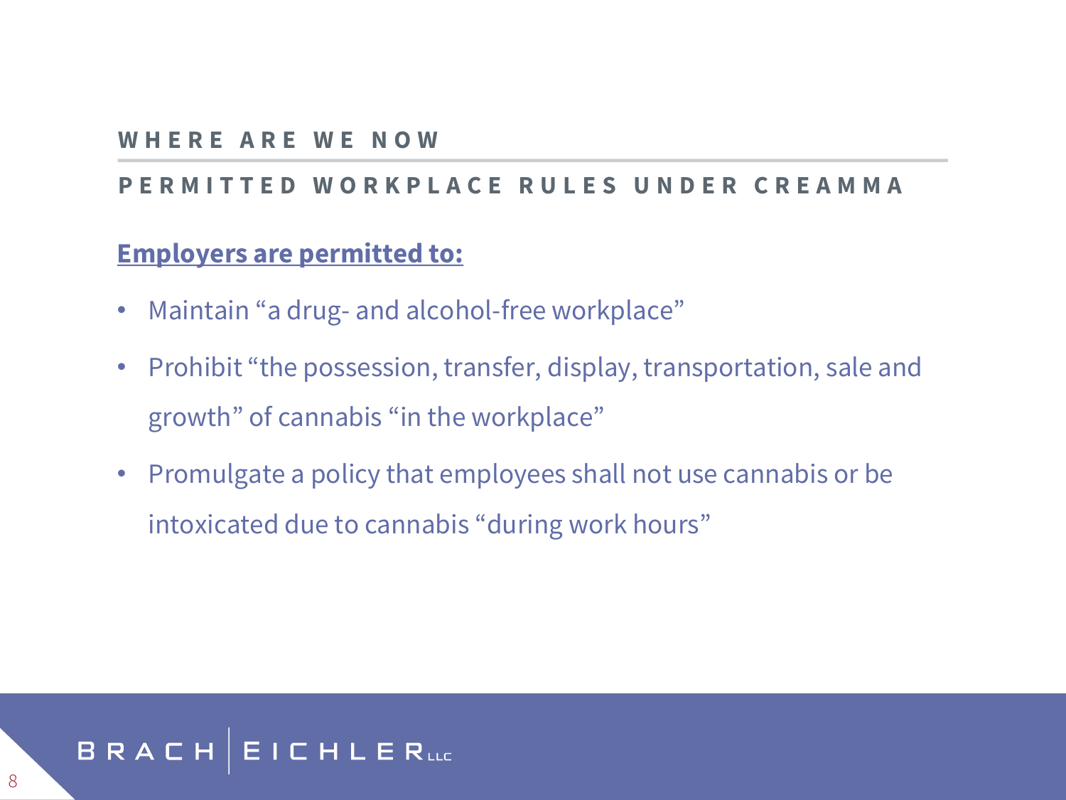## WHERE ARE WE NOW

### PERMITTED WORKPLACE RULES UNDER CREAMMA

**Employers are permitted to:**

- Maintain “a drug- and alcohol-free workplace”
- Prohibit “the possession, transfer, display, transportation, sale and growth” of cannabis “in the workplace”
- Promulgate a policy that employees shall not use cannabis or be intoxicated due to cannabis “during work hours”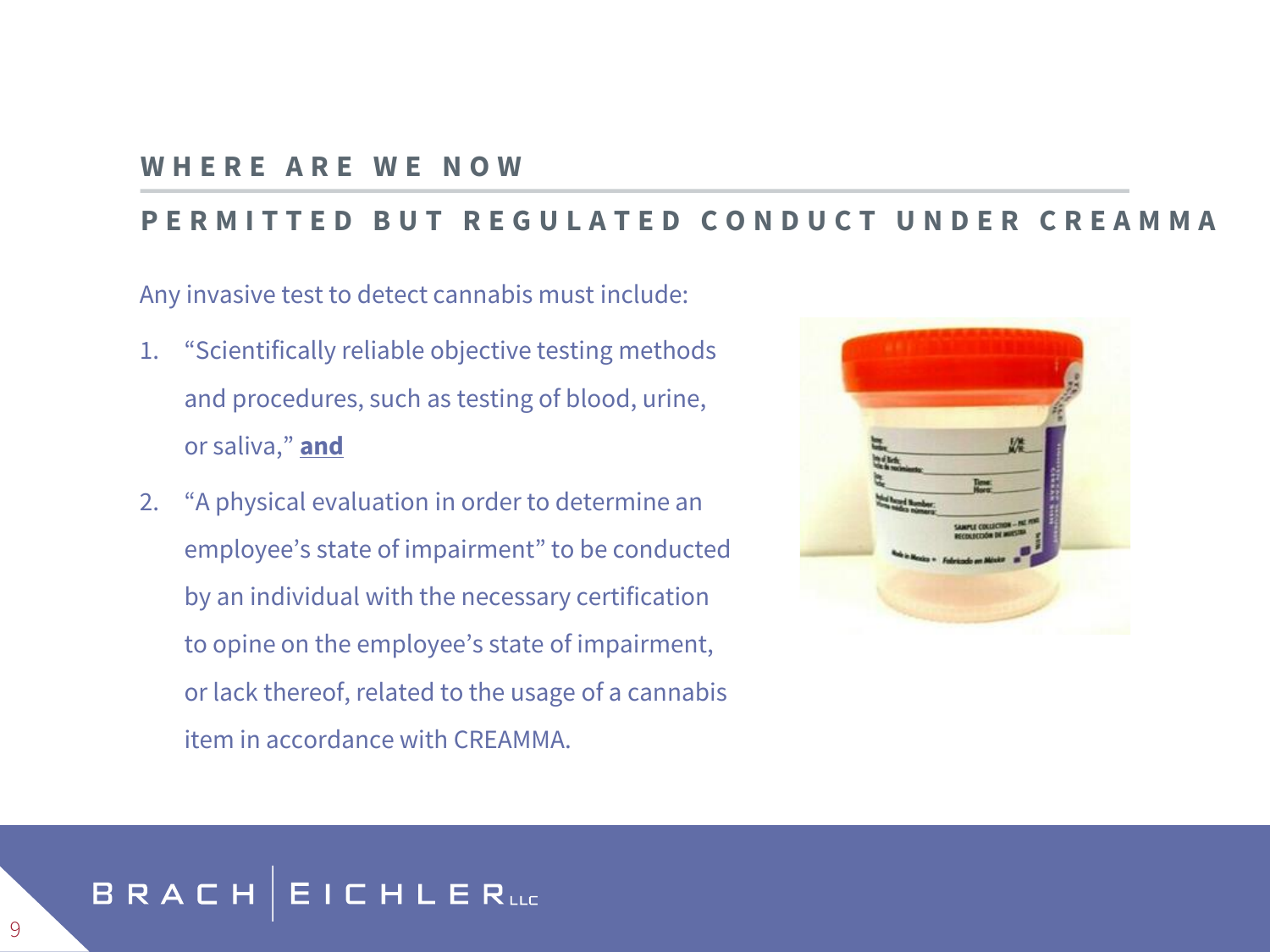## WHERE ARE WE NOW

### PERMITTED BUT REGULATED CONDUCT UNDER CREAMMA

Any invasive test to detect cannabis must include:

1. "Scientifically reliable objective testing methods and procedures, such as testing of blood, urine, or saliva," **and**
2. "A physical evaluation in order to determine an employee's state of impairment" to be conducted by an individual with the necessary certification to opine on the employee's state of impairment, or lack thereof, related to the usage of a cannabis item in accordance with CREAMMA.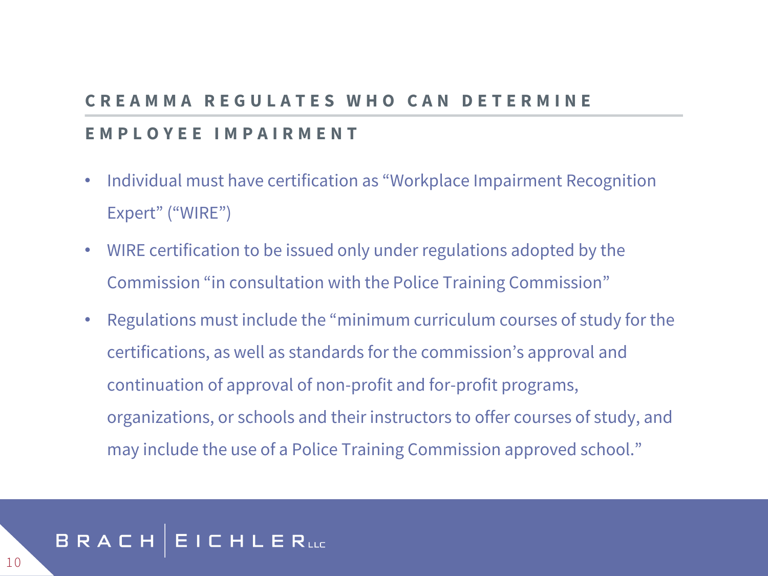## CREAMMA REGULATES WHO CAN DETERMINE EMPLOYEE IMPAIRMENT

- Individual must have certification as "Workplace Impairment Recognition Expert" ("WIRE")
- WIRE certification to be issued only under regulations adopted by the Commission "in consultation with the Police Training Commission"
- Regulations must include the "minimum curriculum courses of study for the certifications, as well as standards for the commission's approval and continuation of approval of non-profit and for-profit programs, organizations, or schools and their instructors to offer courses of study, and may include the use of a Police Training Commission approved school."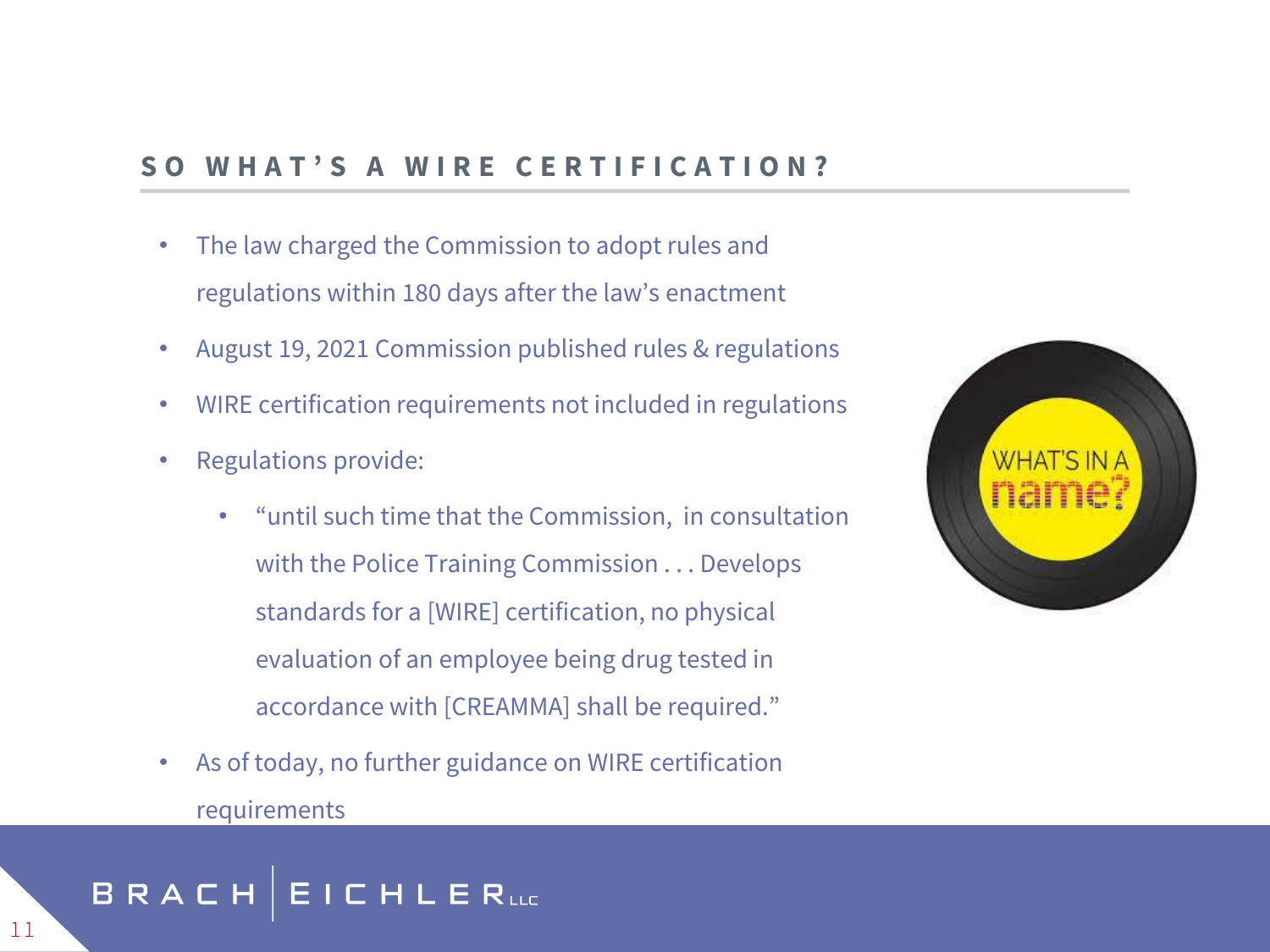## SO WHAT'S A WIRE CERTIFICATION?

- The law charged the Commission to adopt rules and regulations within 180 days after the law's enactment
- August 19, 2021 Commission published rules & regulations
- WIRE certification requirements not included in regulations
- Regulations provide:
  - "until such time that the Commission, in consultation with the Police Training Commission . . . Develops standards for a [WIRE] certification, no physical evaluation of an employee being drug tested in accordance with [CREAMMA] shall be required."
- As of today, no further guidance on WIRE certification requirements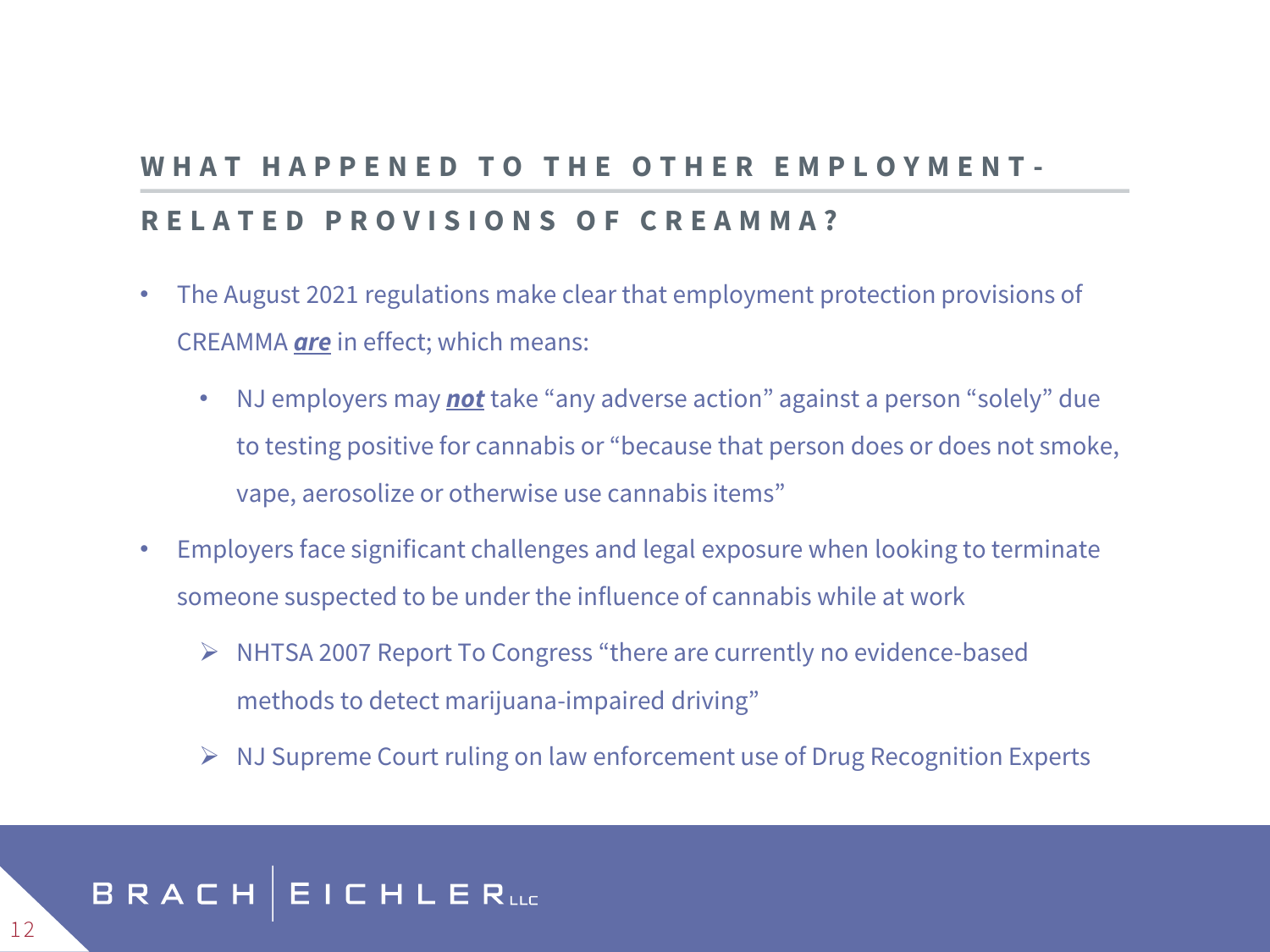## WHAT HAPPENED TO THE OTHER EMPLOYMENT-RELATED PROVISIONS OF CREAMMA?

- The August 2021 regulations make clear that employment protection provisions of CREAMMA ***<u>are</u>*** in effect; which means:
  - NJ employers may ***<u>not</u>*** take "any adverse action" against a person "solely" due to testing positive for cannabis or "because that person does or does not smoke, vape, aerosolize or otherwise use cannabis items"
- Employers face significant challenges and legal exposure when looking to terminate someone suspected to be under the influence of cannabis while at work
  - ➢ NHTSA 2007 Report To Congress "there are currently no evidence-based methods to detect marijuana-impaired driving"
  - ➢ NJ Supreme Court ruling on law enforcement use of Drug Recognition Experts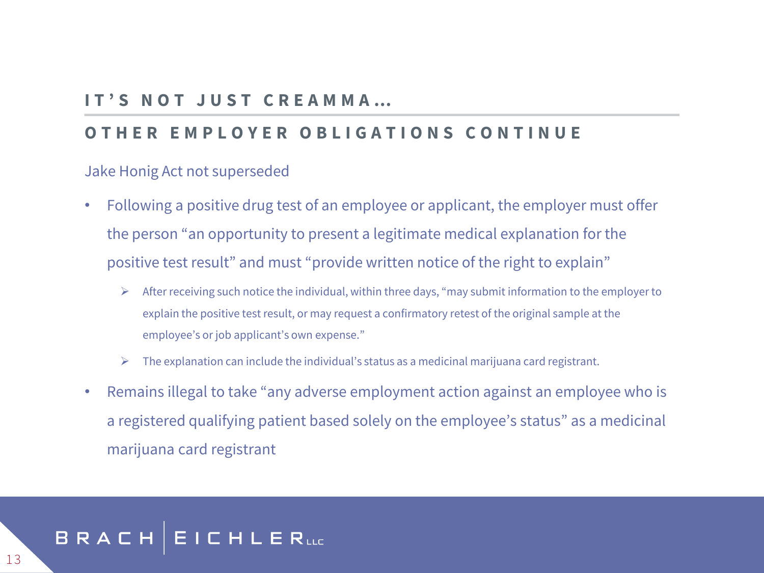## IT'S NOT JUST CREAMMA…

## OTHER EMPLOYER OBLIGATIONS CONTINUE

Jake Honig Act not superseded

- Following a positive drug test of an employee or applicant, the employer must offer the person "an opportunity to present a legitimate medical explanation for the positive test result" and must "provide written notice of the right to explain"
  - After receiving such notice the individual, within three days, "may submit information to the employer to explain the positive test result, or may request a confirmatory retest of the original sample at the employee's or job applicant's own expense."
  - The explanation can include the individual's status as a medicinal marijuana card registrant.
- Remains illegal to take "any adverse employment action against an employee who is a registered qualifying patient based solely on the employee's status" as a medicinal marijuana card registrant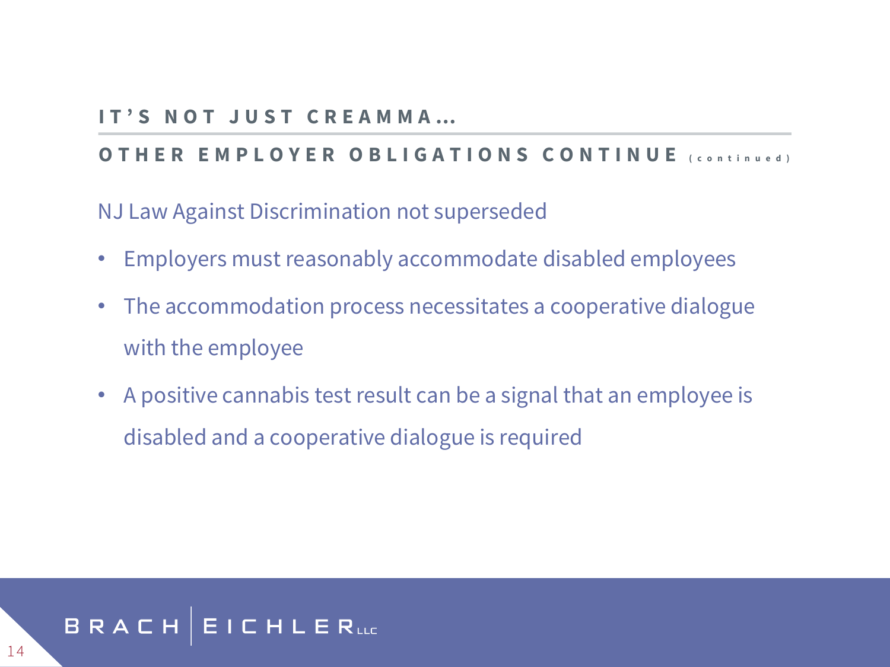## IT'S NOT JUST CREAMMA…

### OTHER EMPLOYER OBLIGATIONS CONTINUE (continued)

NJ Law Against Discrimination not superseded

- Employers must reasonably accommodate disabled employees
- The accommodation process necessitates a cooperative dialogue with the employee
- A positive cannabis test result can be a signal that an employee is disabled and a cooperative dialogue is required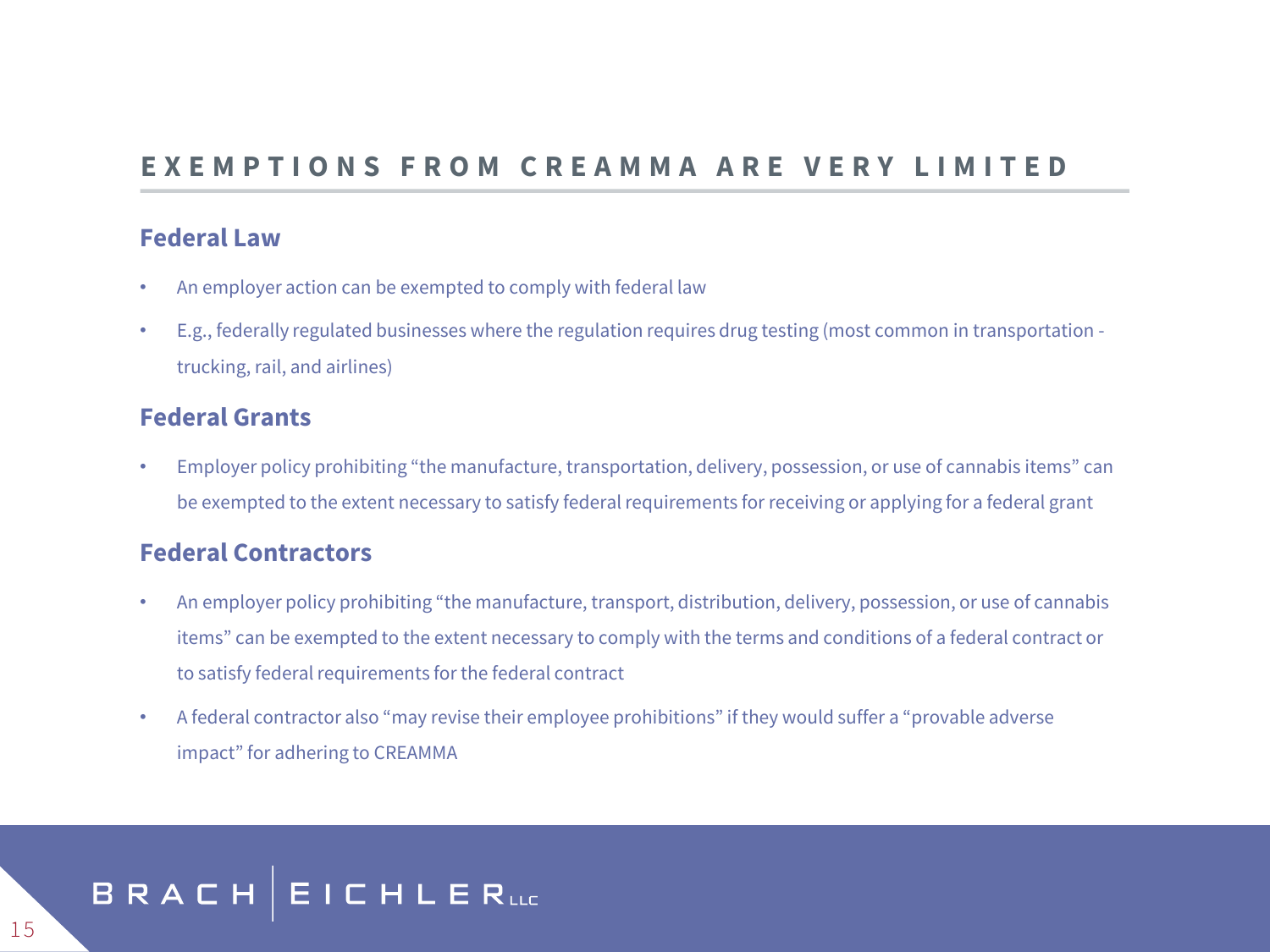## EXEMPTIONS FROM CREAMMA ARE VERY LIMITED

### Federal Law

- An employer action can be exempted to comply with federal law
- E.g., federally regulated businesses where the regulation requires drug testing (most common in transportation - trucking, rail, and airlines)

### Federal Grants

- Employer policy prohibiting "the manufacture, transportation, delivery, possession, or use of cannabis items" can be exempted to the extent necessary to satisfy federal requirements for receiving or applying for a federal grant

### Federal Contractors

- An employer policy prohibiting "the manufacture, transport, distribution, delivery, possession, or use of cannabis items" can be exempted to the extent necessary to comply with the terms and conditions of a federal contract or to satisfy federal requirements for the federal contract
- A federal contractor also "may revise their employee prohibitions" if they would suffer a "provable adverse impact" for adhering to CREAMMA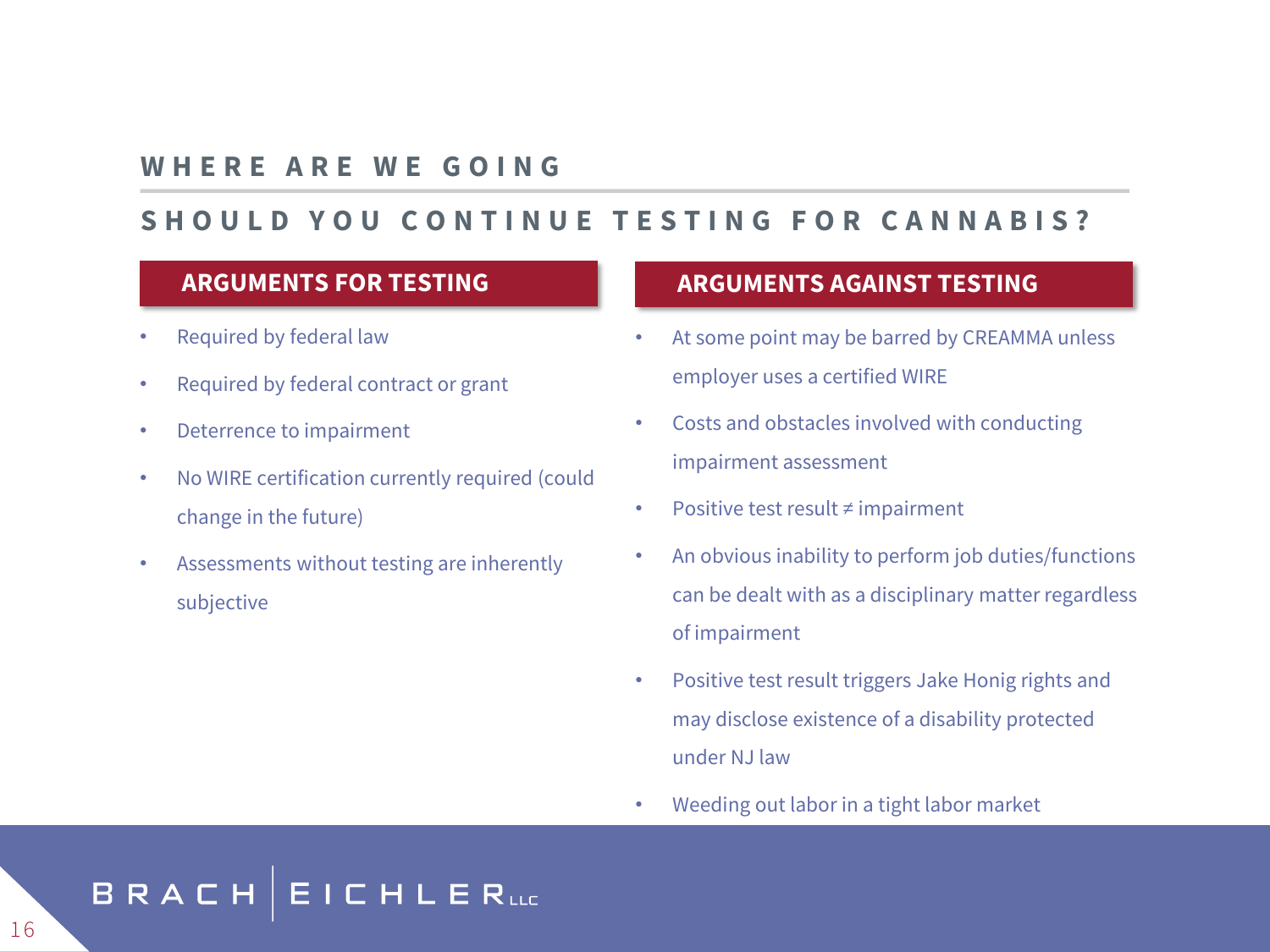## WHERE ARE WE GOING

## SHOULD YOU CONTINUE TESTING FOR CANNABIS?

### ARGUMENTS FOR TESTING

- Required by federal law
- Required by federal contract or grant
- Deterrence to impairment
- No WIRE certification currently required (could change in the future)
- Assessments without testing are inherently subjective

### ARGUMENTS AGAINST TESTING

- At some point may be barred by CREAMMA unless employer uses a certified WIRE
- Costs and obstacles involved with conducting impairment assessment
- Positive test result ≠ impairment
- An obvious inability to perform job duties/functions can be dealt with as a disciplinary matter regardless of impairment
- Positive test result triggers Jake Honig rights and may disclose existence of a disability protected under NJ law
- Weeding out labor in a tight labor market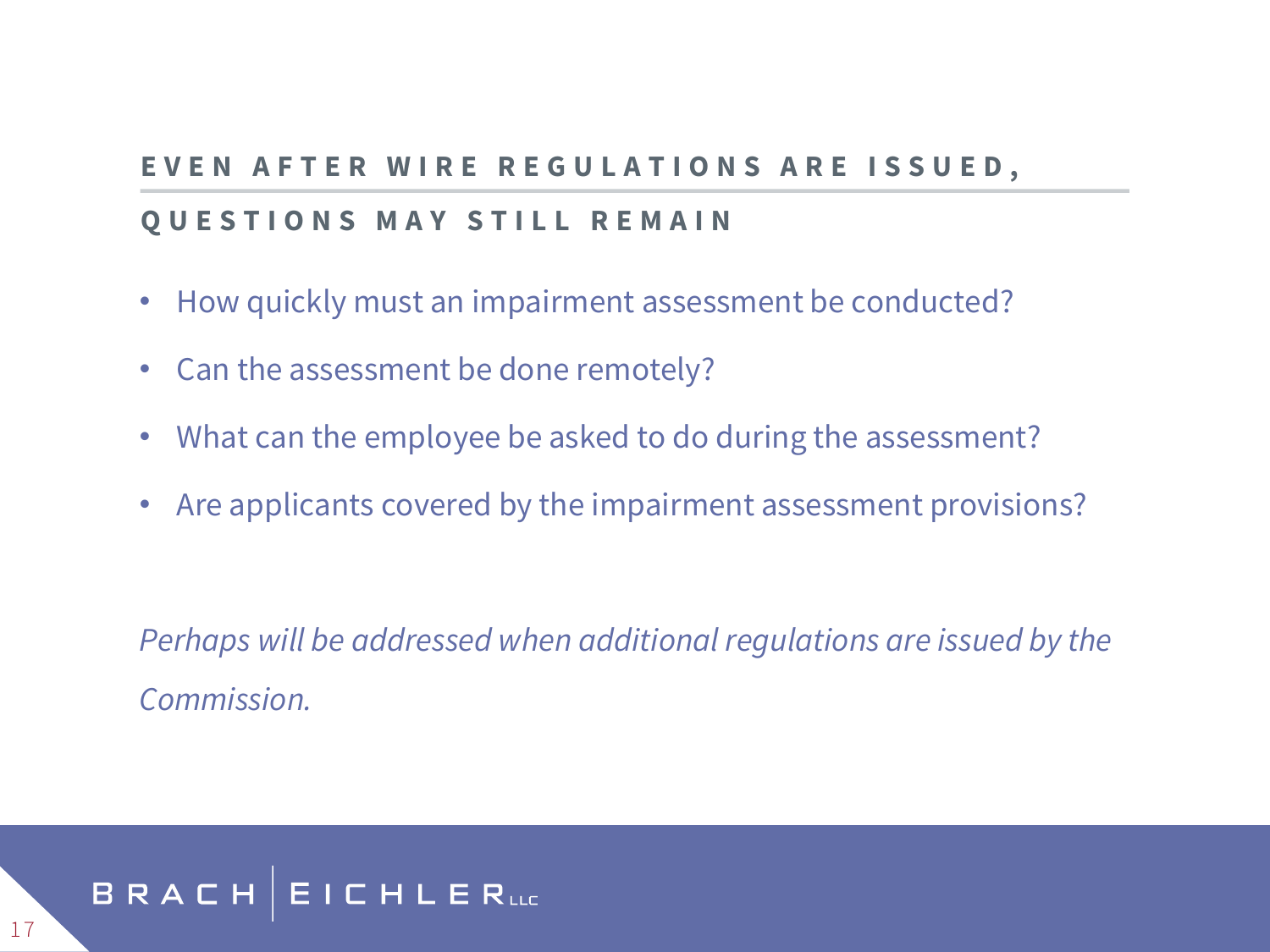## EVEN AFTER WIRE REGULATIONS ARE ISSUED, QUESTIONS MAY STILL REMAIN

- How quickly must an impairment assessment be conducted?
- Can the assessment be done remotely?
- What can the employee be asked to do during the assessment?
- Are applicants covered by the impairment assessment provisions?

*Perhaps will be addressed when additional regulations are issued by the Commission.*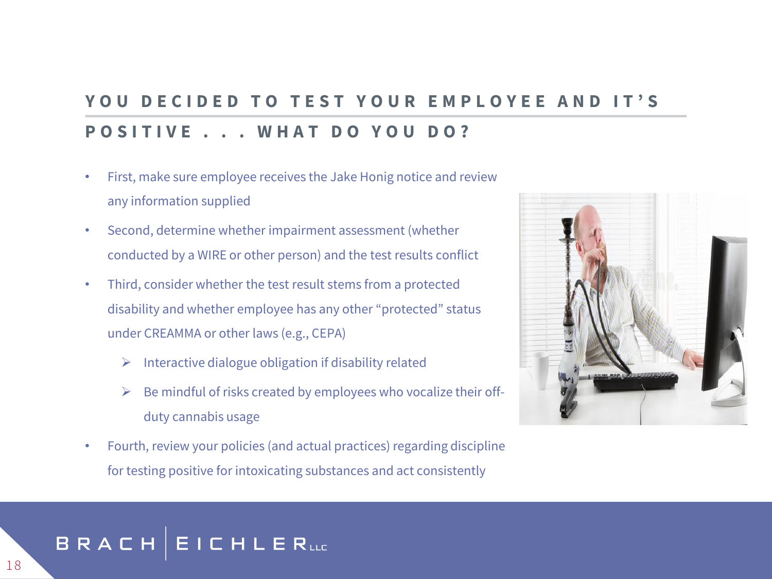## YOU DECIDED TO TEST YOUR EMPLOYEE AND IT'S POSITIVE . . . WHAT DO YOU DO?

- First, make sure employee receives the Jake Honig notice and review any information supplied
- Second, determine whether impairment assessment (whether conducted by a WIRE or other person) and the test results conflict
- Third, consider whether the test result stems from a protected disability and whether employee has any other "protected" status under CREAMMA or other laws (e.g., CEPA)
  - Interactive dialogue obligation if disability related
  - Be mindful of risks created by employees who vocalize their off-duty cannabis usage
- Fourth, review your policies (and actual practices) regarding discipline for testing positive for intoxicating substances and act consistently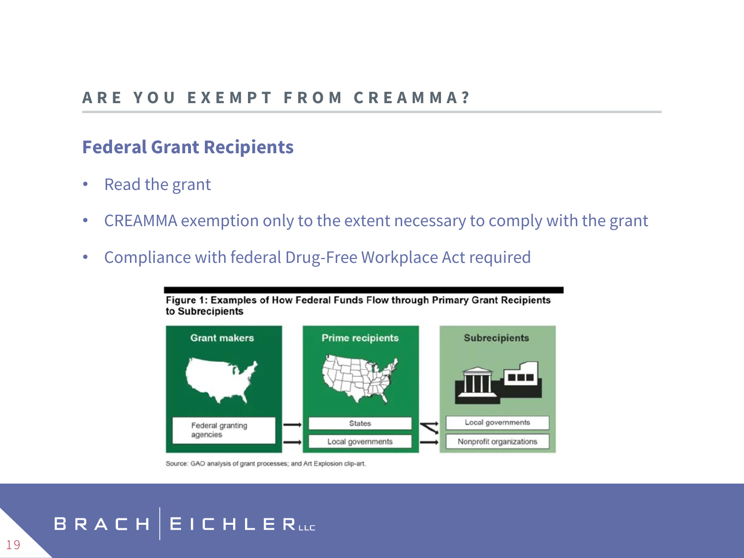## ARE YOU EXEMPT FROM CREAMMA?

### Federal Grant Recipients

- Read the grant
- CREAMMA exemption only to the extent necessary to comply with the grant
- Compliance with federal Drug-Free Workplace Act required

**Figure 1: Examples of How Federal Funds Flow through Primary Grant Recipients to Subrecipients**

| Grant makers | Prime recipients | Subrecipients |
| --- | --- | --- |
| Federal granting agencies | States | Local governments |
| | Local governments | Nonprofit organizations |

Source: GAO analysis of grant processes; and Art Explosion clip-art.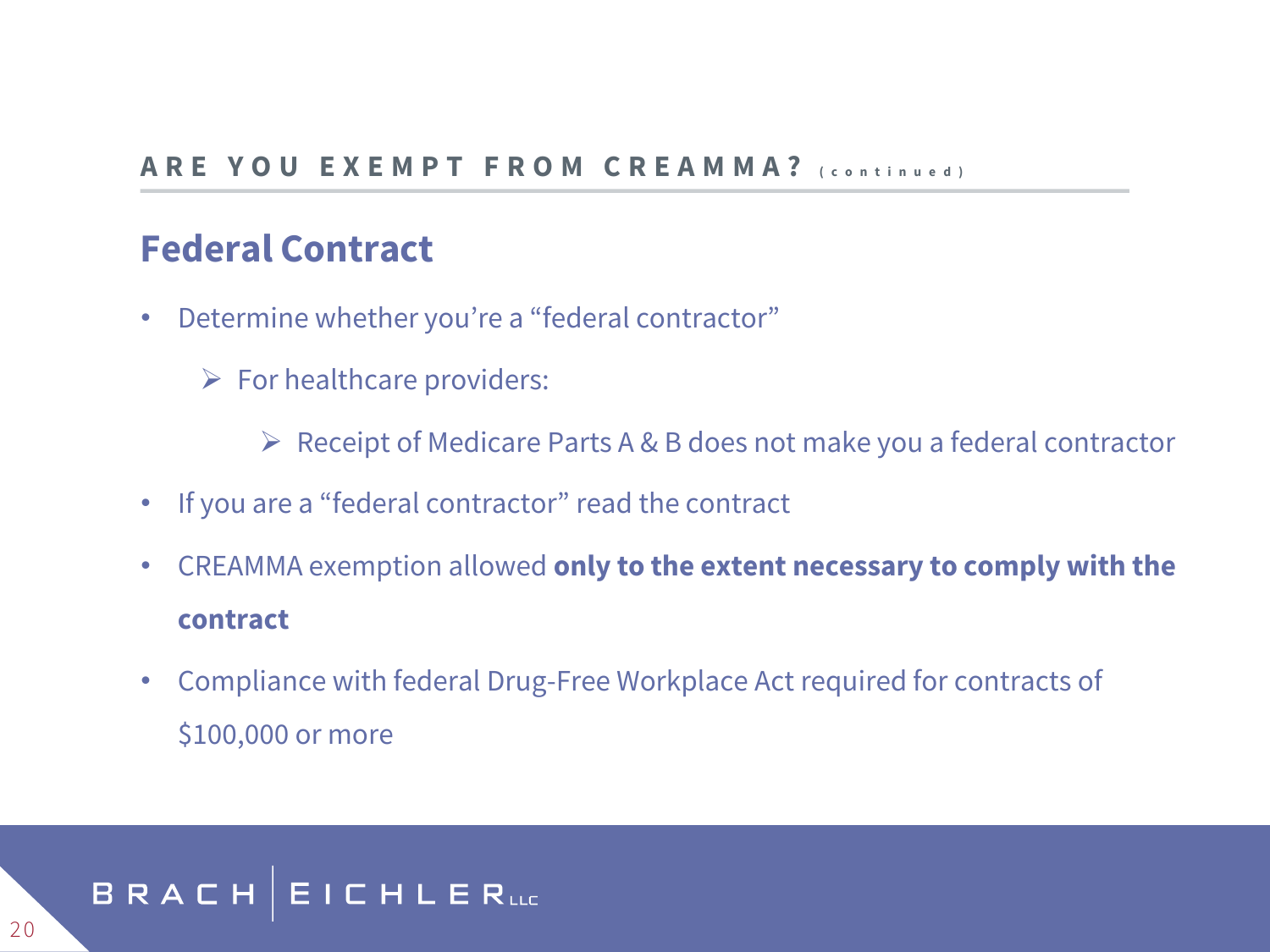## ARE YOU EXEMPT FROM CREAMMA? (continued)

### Federal Contract

- Determine whether you're a "federal contractor"
  - For healthcare providers:
    - Receipt of Medicare Parts A & B does not make you a federal contractor
- If you are a "federal contractor" read the contract
- CREAMMA exemption allowed **only to the extent necessary to comply with the contract**
- Compliance with federal Drug-Free Workplace Act required for contracts of $100,000 or more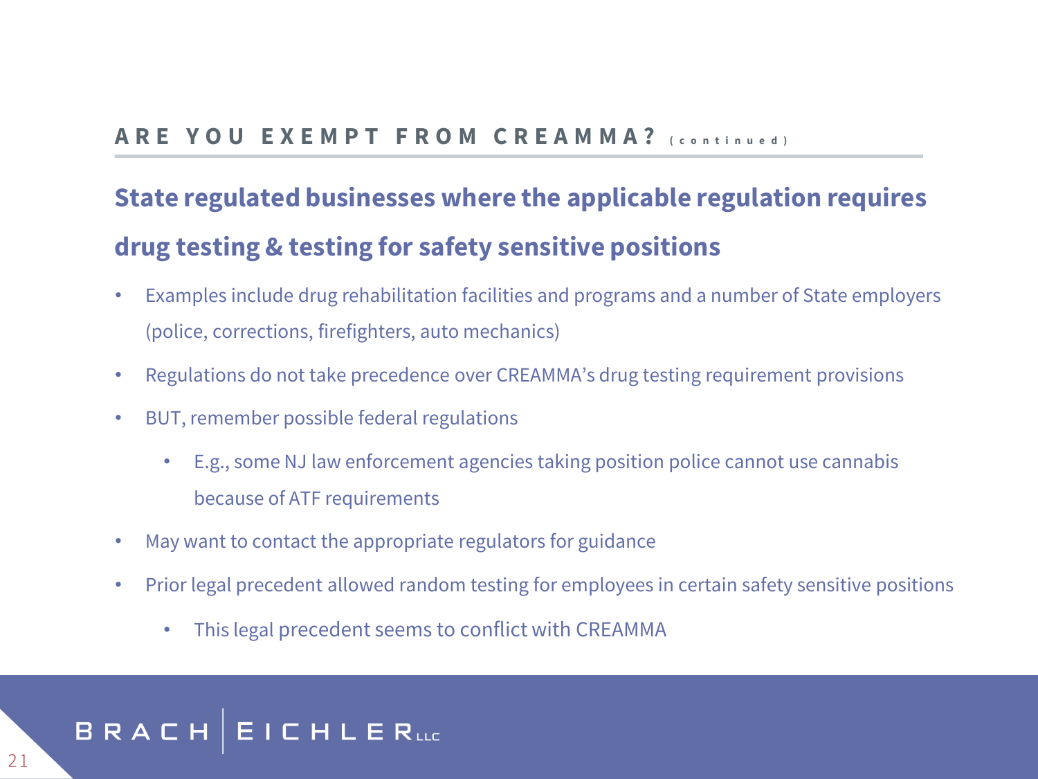## ARE YOU EXEMPT FROM CREAMMA? (continued)

### State regulated businesses where the applicable regulation requires drug testing & testing for safety sensitive positions

- Examples include drug rehabilitation facilities and programs and a number of State employers (police, corrections, firefighters, auto mechanics)
- Regulations do not take precedence over CREAMMA's drug testing requirement provisions
- BUT, remember possible federal regulations
  - E.g., some NJ law enforcement agencies taking position police cannot use cannabis because of ATF requirements
- May want to contact the appropriate regulators for guidance
- Prior legal precedent allowed random testing for employees in certain safety sensitive positions
  - This legal precedent seems to conflict with CREAMMA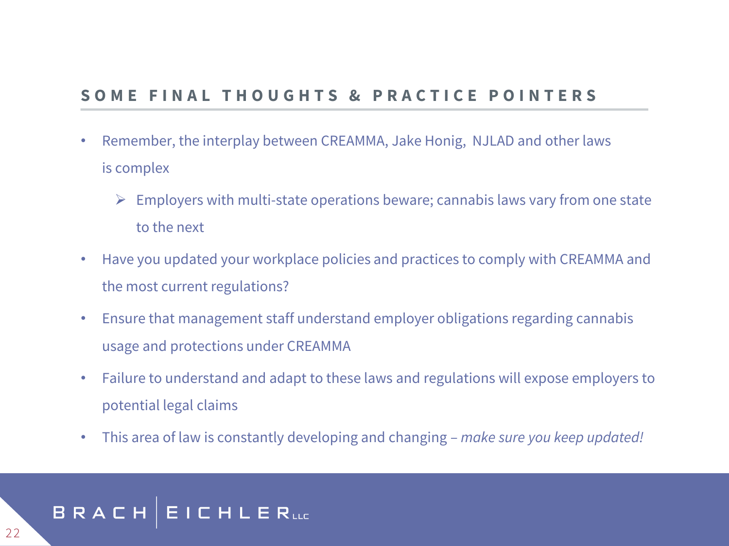## SOME FINAL THOUGHTS & PRACTICE POINTERS

- Remember, the interplay between CREAMMA, Jake Honig, NJLAD and other laws is complex
  - Employers with multi-state operations beware; cannabis laws vary from one state to the next
- Have you updated your workplace policies and practices to comply with CREAMMA and the most current regulations?
- Ensure that management staff understand employer obligations regarding cannabis usage and protections under CREAMMA
- Failure to understand and adapt to these laws and regulations will expose employers to potential legal claims
- This area of law is constantly developing and changing – *make sure you keep updated!*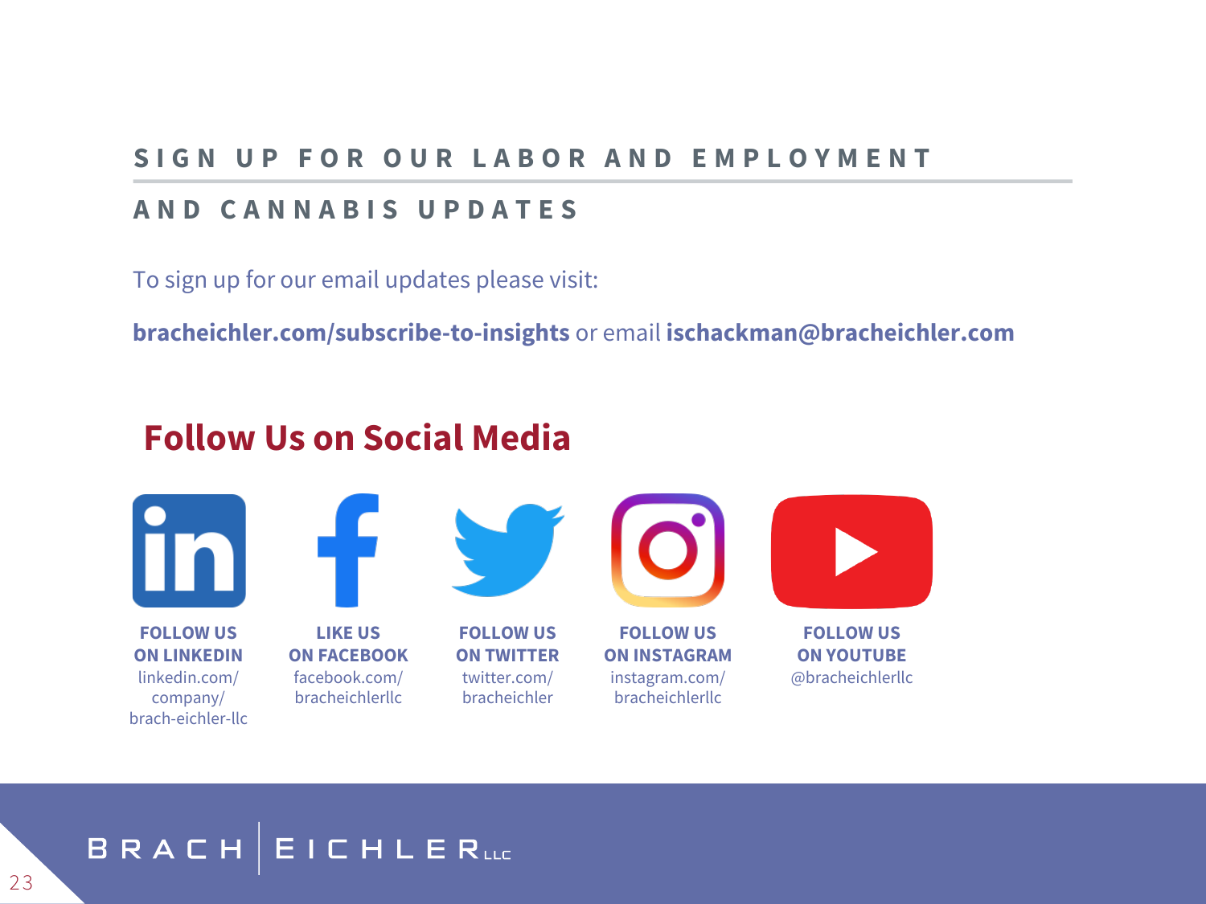# SIGN UP FOR OUR LABOR AND EMPLOYMENT AND CANNABIS UPDATES

To sign up for our email updates please visit:

**bracheichler.com/subscribe-to-insights** or email **ischackman@bracheichler.com**

## Follow Us on Social Media

**FOLLOW US ON LINKEDIN**
linkedin.com/company/brach-eichler-llc

**LIKE US ON FACEBOOK**
facebook.com/bracheichlerllc

**FOLLOW US ON TWITTER**
twitter.com/bracheichler

**FOLLOW US ON INSTAGRAM**
instagram.com/bracheichlerllc

**FOLLOW US ON YOUTUBE**
@bracheichlerllc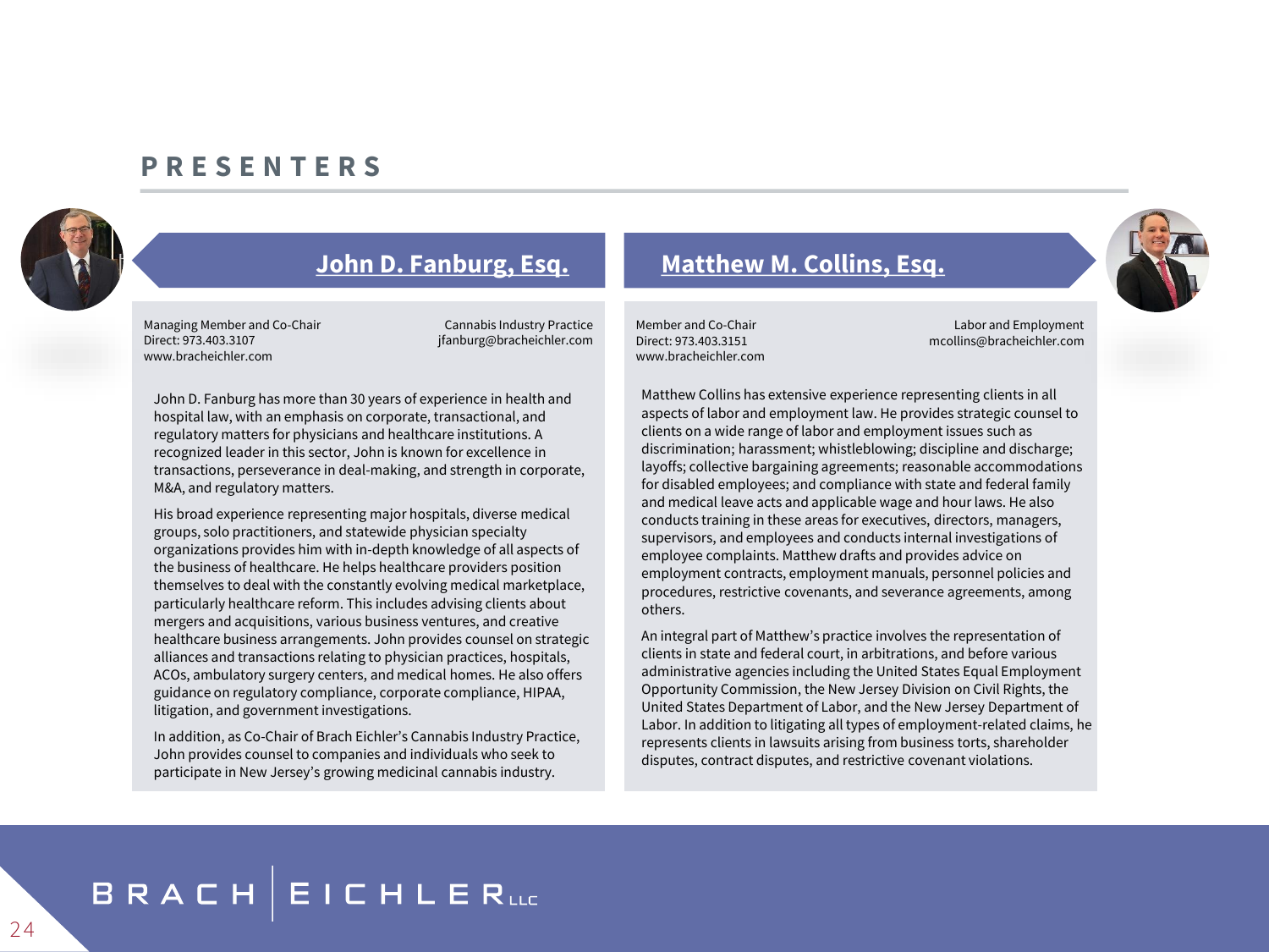# PRESENTERS

## John D. Fanburg, Esq.

Managing Member and Co-Chair
Cannabis Industry Practice
Direct: 973.403.3107
jfanburg@bracheichler.com
www.bracheichler.com

John D. Fanburg has more than 30 years of experience in health and hospital law, with an emphasis on corporate, transactional, and regulatory matters for physicians and healthcare institutions. A recognized leader in this sector, John is known for excellence in transactions, perseverance in deal-making, and strength in corporate, M&A, and regulatory matters.

His broad experience representing major hospitals, diverse medical groups, solo practitioners, and statewide physician specialty organizations provides him with in-depth knowledge of all aspects of the business of healthcare. He helps healthcare providers position themselves to deal with the constantly evolving medical marketplace, particularly healthcare reform. This includes advising clients about mergers and acquisitions, various business ventures, and creative healthcare business arrangements. John provides counsel on strategic alliances and transactions relating to physician practices, hospitals, ACOs, ambulatory surgery centers, and medical homes. He also offers guidance on regulatory compliance, corporate compliance, HIPAA, litigation, and government investigations.

In addition, as Co-Chair of Brach Eichler's Cannabis Industry Practice, John provides counsel to companies and individuals who seek to participate in New Jersey's growing medicinal cannabis industry.

## Matthew M. Collins, Esq.

Member and Co-Chair
Labor and Employment
Direct: 973.403.3151
mcollins@bracheichler.com
www.bracheichler.com

Matthew Collins has extensive experience representing clients in all aspects of labor and employment law. He provides strategic counsel to clients on a wide range of labor and employment issues such as discrimination; harassment; whistleblowing; discipline and discharge; layoffs; collective bargaining agreements; reasonable accommodations for disabled employees; and compliance with state and federal family and medical leave acts and applicable wage and hour laws. He also conducts training in these areas for executives, directors, managers, supervisors, and employees and conducts internal investigations of employee complaints. Matthew drafts and provides advice on employment contracts, employment manuals, personnel policies and procedures, restrictive covenants, and severance agreements, among others.

An integral part of Matthew's practice involves the representation of clients in state and federal court, in arbitrations, and before various administrative agencies including the United States Equal Employment Opportunity Commission, the New Jersey Division on Civil Rights, the United States Department of Labor, and the New Jersey Department of Labor. In addition to litigating all types of employment-related claims, he represents clients in lawsuits arising from business torts, shareholder disputes, contract disputes, and restrictive covenant violations.

BRACH | EICHLER LLC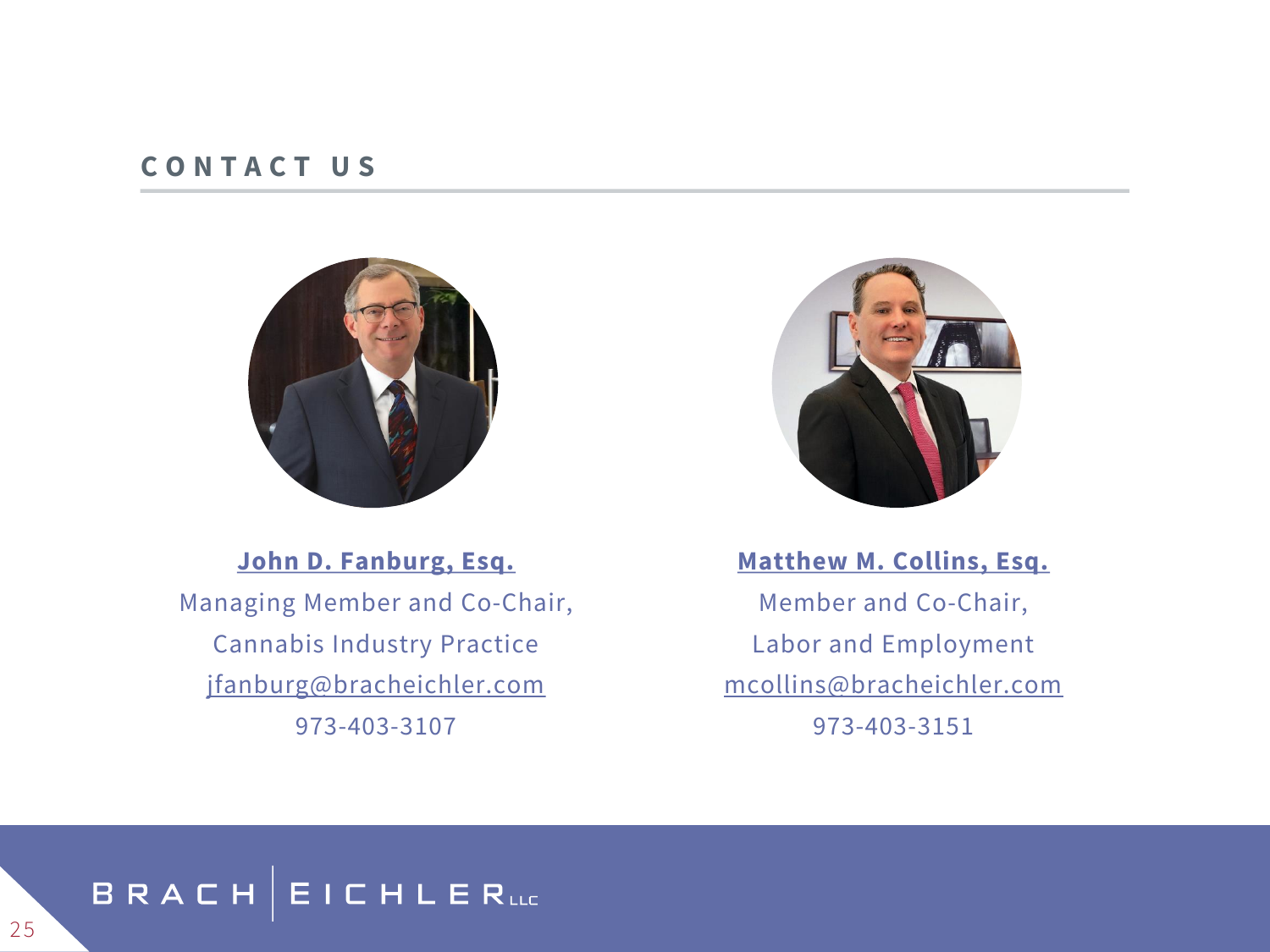## CONTACT US

**John D. Fanburg, Esq.**
Managing Member and Co-Chair,
Cannabis Industry Practice
jfanburg@bracheichler.com
973-403-3107

**Matthew M. Collins, Esq.**
Member and Co-Chair,
Labor and Employment
mcollins@bracheichler.com
973-403-3151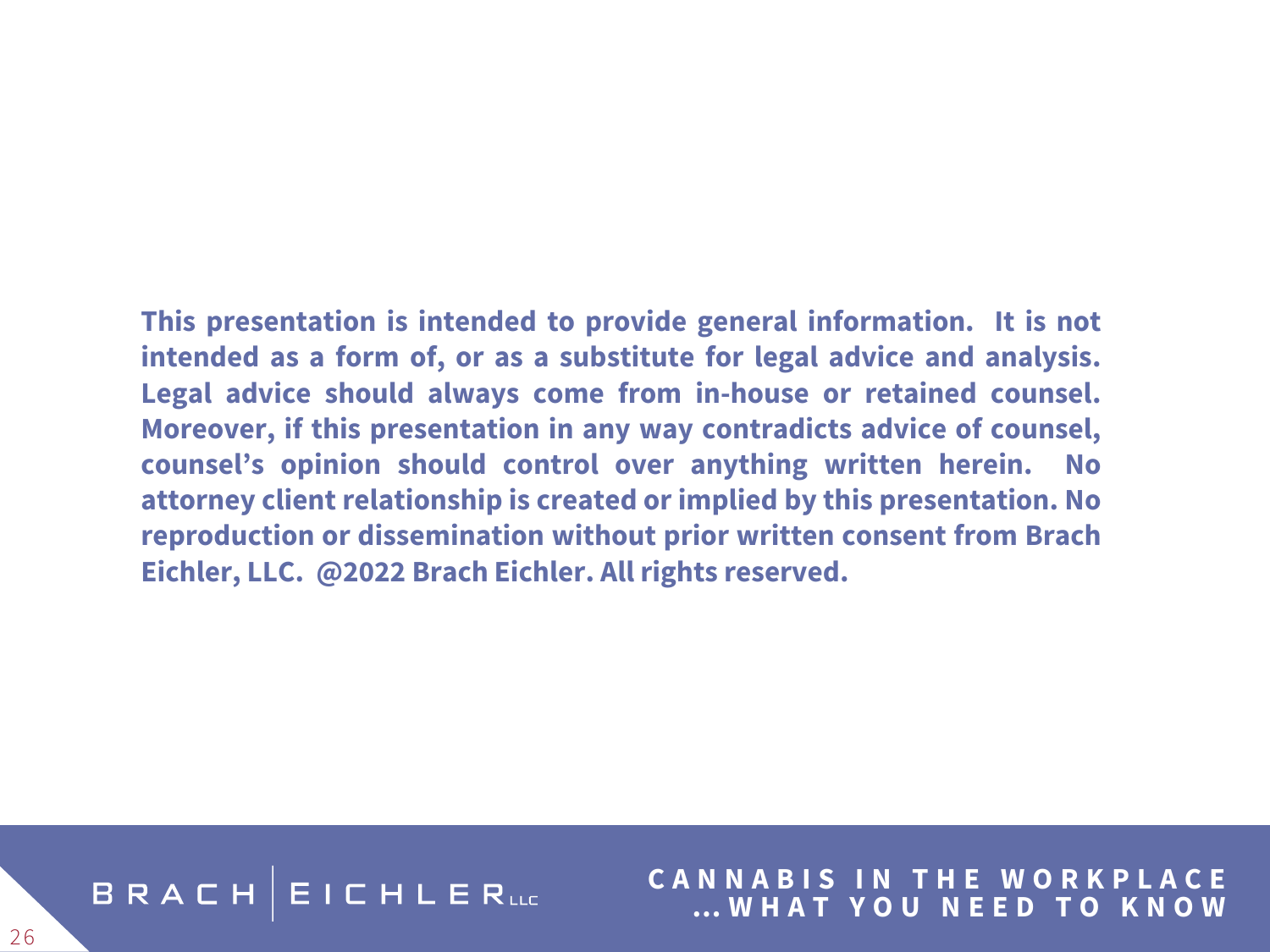**This presentation is intended to provide general information. It is not intended as a form of, or as a substitute for legal advice and analysis. Legal advice should always come from in-house or retained counsel. Moreover, if this presentation in any way contradicts advice of counsel, counsel's opinion should control over anything written herein. No attorney client relationship is created or implied by this presentation. No reproduction or dissemination without prior written consent from Brach Eichler, LLC. @2022 Brach Eichler. All rights reserved.**